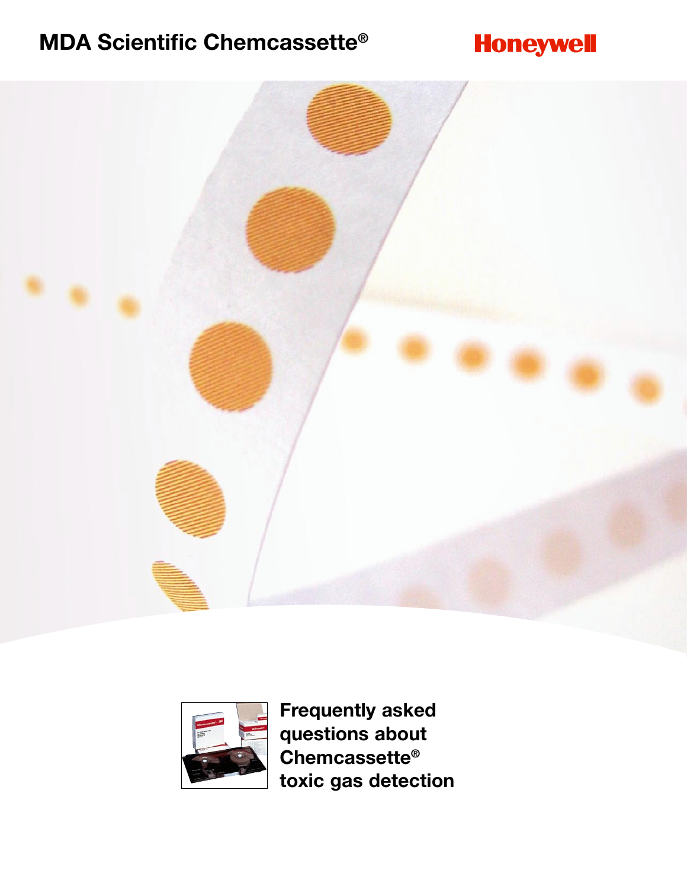# MDA Scientific Chemcassette®

Honeywell

## Frequently asked questions about Chemcassette® toxic gas detection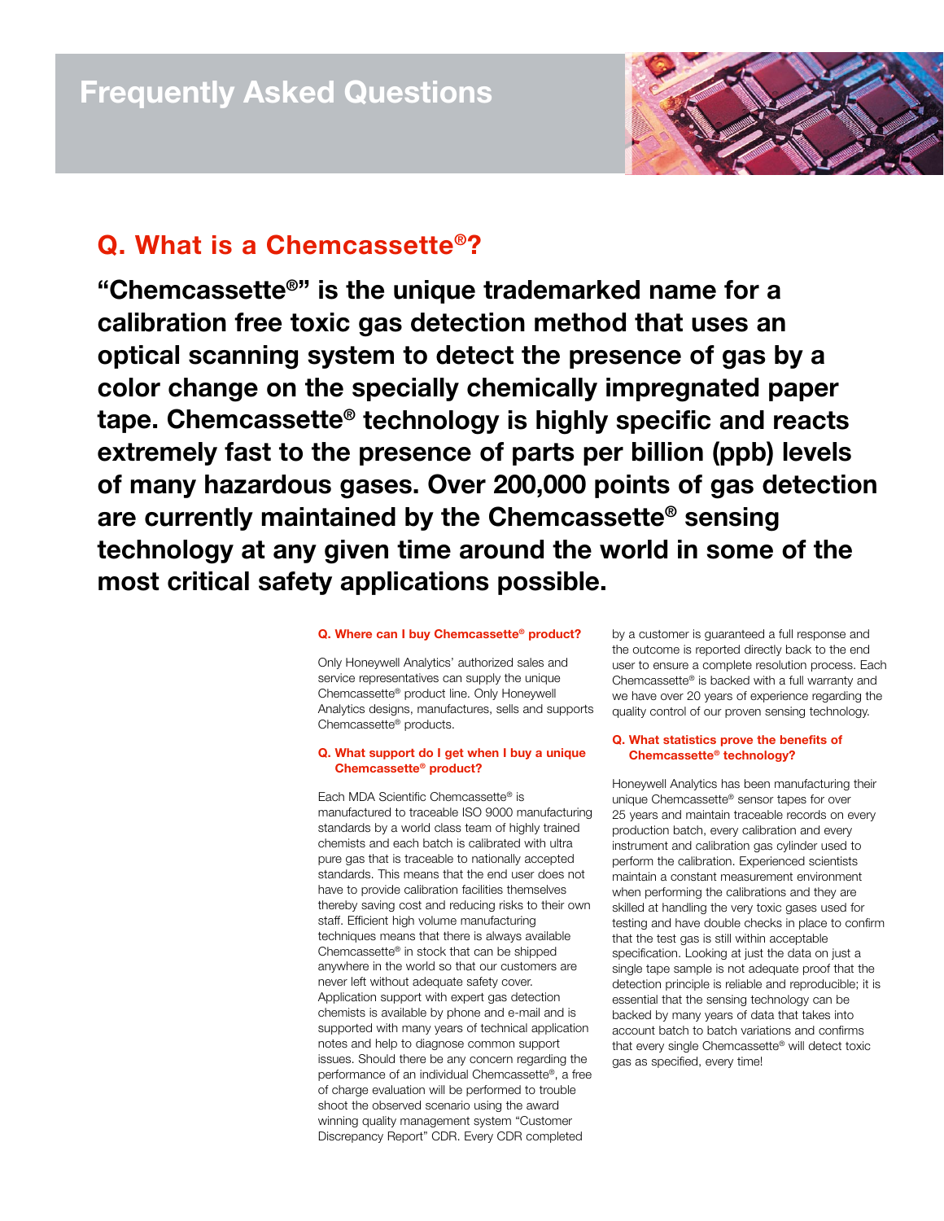# Frequently Asked Questions

## Q. What is a Chemcassette®?

**"Chemcassette®" is the unique trademarked name for a calibration free toxic gas detection method that uses an optical scanning system to detect the presence of gas by a color change on the specially chemically impregnated paper tape. Chemcassette® technology is highly specific and reacts extremely fast to the presence of parts per billion (ppb) levels of many hazardous gases. Over 200,000 points of gas detection are currently maintained by the Chemcassette® sensing technology at any given time around the world in some of the most critical safety applications possible.**

### Q. Where can I buy Chemcassette® product?

Only Honeywell Analytics' authorized sales and service representatives can supply the unique Chemcassette® product line. Only Honeywell Analytics designs, manufactures, sells and supports Chemcassette® products.

### Q. What support do I get when I buy a unique Chemcassette® product?

Each MDA Scientific Chemcassette® is manufactured to traceable ISO 9000 manufacturing standards by a world class team of highly trained chemists and each batch is calibrated with ultra pure gas that is traceable to nationally accepted standards. This means that the end user does not have to provide calibration facilities themselves thereby saving cost and reducing risks to their own staff. Efficient high volume manufacturing techniques means that there is always available Chemcassette® in stock that can be shipped anywhere in the world so that our customers are never left without adequate safety cover. Application support with expert gas detection chemists is available by phone and e-mail and is supported with many years of technical application notes and help to diagnose common support issues. Should there be any concern regarding the performance of an individual Chemcassette®, a free of charge evaluation will be performed to trouble shoot the observed scenario using the award winning quality management system "Customer Discrepancy Report" CDR. Every CDR completed by a customer is guaranteed a full response and the outcome is reported directly back to the end user to ensure a complete resolution process. Each Chemcassette® is backed with a full warranty and we have over 20 years of experience regarding the quality control of our proven sensing technology.

### Q. What statistics prove the benefits of Chemcassette® technology?

Honeywell Analytics has been manufacturing their unique Chemcassette® sensor tapes for over 25 years and maintain traceable records on every production batch, every calibration and every instrument and calibration gas cylinder used to perform the calibration. Experienced scientists maintain a constant measurement environment when performing the calibrations and they are skilled at handling the very toxic gases used for testing and have double checks in place to confirm that the test gas is still within acceptable specification. Looking at just the data on just a single tape sample is not adequate proof that the detection principle is reliable and reproducible; it is essential that the sensing technology can be backed by many years of data that takes into account batch to batch variations and confirms that every single Chemcassette® will detect toxic gas as specified, every time!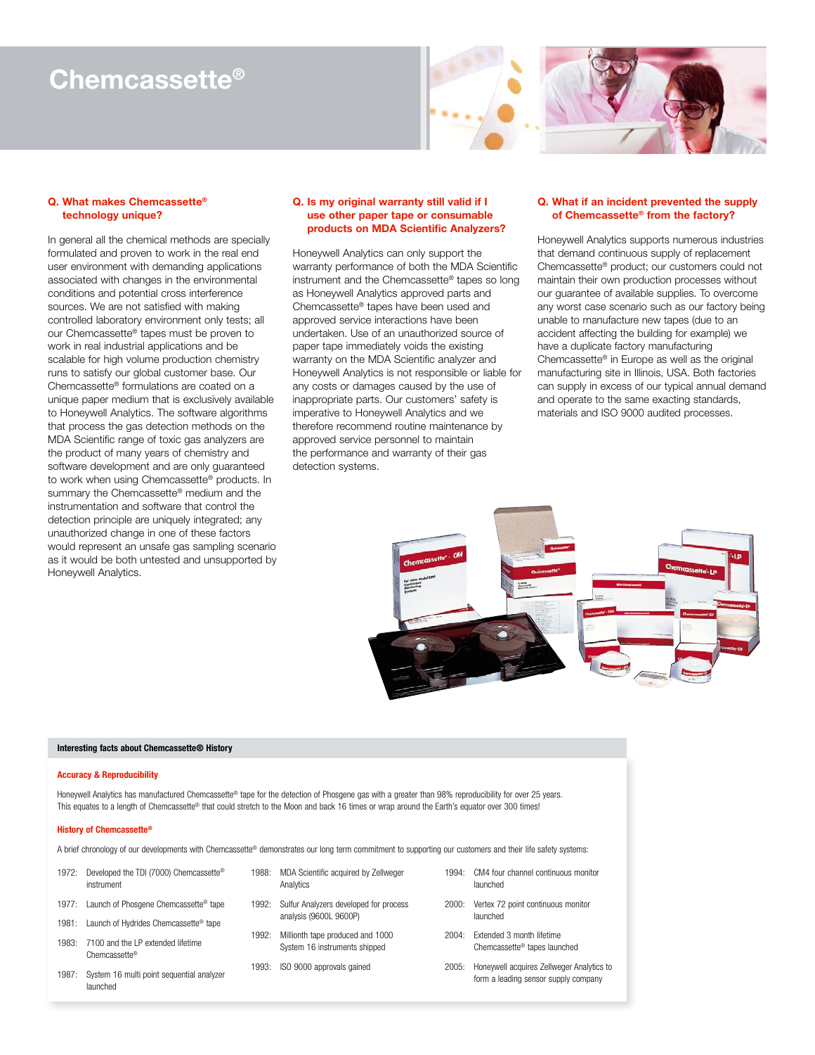# Chemcassette®

### Q. What makes Chemcassette® technology unique?

In general all the chemical methods are specially formulated and proven to work in the real end user environment with demanding applications associated with changes in the environmental conditions and potential cross interference sources. We are not satisfied with making controlled laboratory environment only tests; all our Chemcassette® tapes must be proven to work in real industrial applications and be scalable for high volume production chemistry runs to satisfy our global customer base. Our Chemcassette® formulations are coated on a unique paper medium that is exclusively available to Honeywell Analytics. The software algorithms that process the gas detection methods on the MDA Scientific range of toxic gas analyzers are the product of many years of chemistry and software development and are only guaranteed to work when using Chemcassette® products. In summary the Chemcassette® medium and the instrumentation and software that control the detection principle are uniquely integrated; any unauthorized change in one of these factors would represent an unsafe gas sampling scenario as it would be both untested and unsupported by Honeywell Analytics.

### Q. Is my original warranty still valid if I use other paper tape or consumable products on MDA Scientific Analyzers?

Honeywell Analytics can only support the warranty performance of both the MDA Scientific instrument and the Chemcassette® tapes so long as Honeywell Analytics approved parts and Chemcassette® tapes have been used and approved service interactions have been undertaken. Use of an unauthorized source of paper tape immediately voids the existing warranty on the MDA Scientific analyzer and Honeywell Analytics is not responsible or liable for any costs or damages caused by the use of inappropriate parts. Our customers' safety is imperative to Honeywell Analytics and we therefore recommend routine maintenance by approved service personnel to maintain the performance and warranty of their gas detection systems.

### Q. What if an incident prevented the supply of Chemcassette® from the factory?

Honeywell Analytics supports numerous industries that demand continuous supply of replacement Chemcassette® product; our customers could not maintain their own production processes without our guarantee of available supplies. To overcome any worst case scenario such as our factory being unable to manufacture new tapes (due to an accident affecting the building for example) we have a duplicate factory manufacturing Chemcassette® in Europe as well as the original manufacturing site in Illinois, USA. Both factories can supply in excess of our typical annual demand and operate to the same exacting standards, materials and ISO 9000 audited processes.

**Interesting facts about Chemcassette® History**

**Accuracy & Reproducibility**

Honeywell Analytics has manufactured Chemcassette® tape for the detection of Phosgene gas with a greater than 98% reproducibility for over 25 years. This equates to a length of Chemcassette® that could stretch to the Moon and back 16 times or wrap around the Earth's equator over 300 times!

**History of Chemcassette®**

A brief chronology of our developments with Chemcassette® demonstrates our long term commitment to supporting our customers and their life safety systems:

- 1972: Developed the TDI (7000) Chemcassette® instrument
- 1977: Launch of Phosgene Chemcassette® tape
- 1981: Launch of Hydrides Chemcassette® tape
- 1983: 7100 and the LP extended lifetime Chemcassette®
- 1987: System 16 multi point sequential analyzer launched
- 1988: MDA Scientific acquired by Zellweger Analytics
- 1992: Sulfur Analyzers developed for process analysis (9600L 9600P)
- 1992: Millionth tape produced and 1000 System 16 instruments shipped
- 1993: ISO 9000 approvals gained
- 1994: CM4 four channel continuous monitor launched
- 2000: Vertex 72 point continuous monitor launched
- 2004: Extended 3 month lifetime Chemcassette® tapes launched
- 2005: Honeywell acquires Zellweger Analytics to form a leading sensor supply company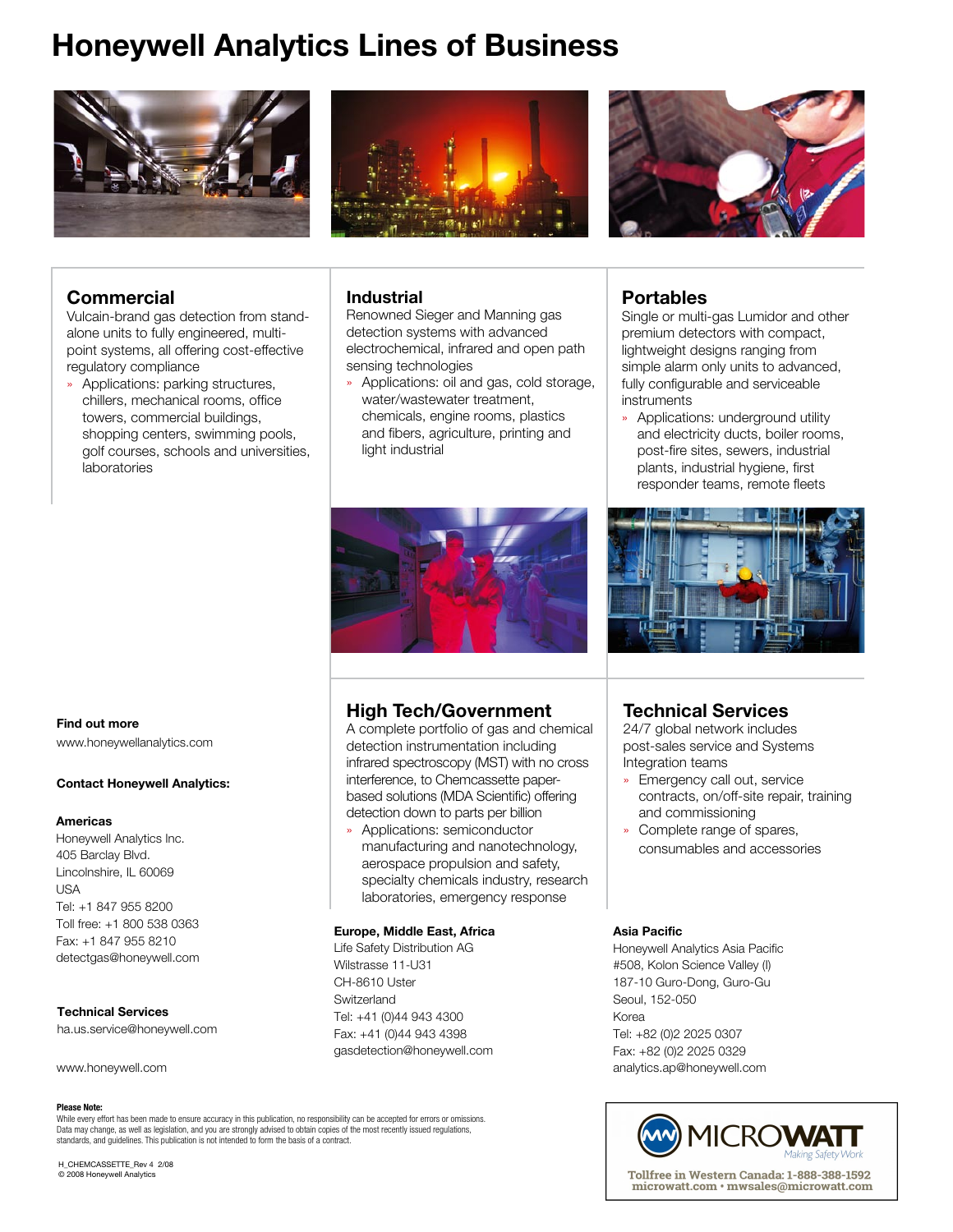# Honeywell Analytics Lines of Business

## Commercial

Vulcain-brand gas detection from stand-alone units to fully engineered, multi-point systems, all offering cost-effective regulatory compliance

- Applications: parking structures, chillers, mechanical rooms, office towers, commercial buildings, shopping centers, swimming pools, golf courses, schools and universities, laboratories

## Industrial

Renowned Sieger and Manning gas detection systems with advanced electrochemical, infrared and open path sensing technologies

- Applications: oil and gas, cold storage, water/wastewater treatment, chemicals, engine rooms, plastics and fibers, agriculture, printing and light industrial

## Portables

Single or multi-gas Lumidor and other premium detectors with compact, lightweight designs ranging from simple alarm only units to advanced, fully configurable and serviceable instruments

- Applications: underground utility and electricity ducts, boiler rooms, post-fire sites, sewers, industrial plants, industrial hygiene, first responder teams, remote fleets

## High Tech/Government

A complete portfolio of gas and chemical detection instrumentation including infrared spectroscopy (MST) with no cross interference, to Chemcassette paper-based solutions (MDA Scientific) offering detection down to parts per billion

- Applications: semiconductor manufacturing and nanotechnology, aerospace propulsion and safety, specialty chemicals industry, research laboratories, emergency response

## Technical Services

24/7 global network includes post-sales service and Systems Integration teams

- Emergency call out, service contracts, on/off-site repair, training and commissioning
- Complete range of spares, consumables and accessories

**Find out more**

www.honeywellanalytics.com

**Contact Honeywell Analytics:**

**Americas**
Honeywell Analytics Inc.
405 Barclay Blvd.
Lincolnshire, IL 60069
USA
Tel: +1 847 955 8200
Toll free: +1 800 538 0363
Fax: +1 847 955 8210
detectgas@honeywell.com

**Europe, Middle East, Africa**
Life Safety Distribution AG
Wilstrasse 11-U31
CH-8610 Uster
Switzerland
Tel: +41 (0)44 943 4300
Fax: +41 (0)44 943 4398
gasdetection@honeywell.com

**Asia Pacific**
Honeywell Analytics Asia Pacific
#508, Kolon Science Valley (I)
187-10 Guro-Dong, Guro-Gu
Seoul, 152-050
Korea
Tel: +82 (0)2 2025 0307
Fax: +82 (0)2 2025 0329
analytics.ap@honeywell.com

**Technical Services**
ha.us.service@honeywell.com

www.honeywell.com

**Please Note:**
While every effort has been made to ensure accuracy in this publication, no responsibility can be accepted for errors or omissions. Data may change, as well as legislation, and you are strongly advised to obtain copies of the most recently issued regulations, standards, and guidelines. This publication is not intended to form the basis of a contract.

H_CHEMCASSETTE_Rev 4 2/08
© 2008 Honeywell Analytics

MICROWATT
*Making Safety Work*
Tollfree in Western Canada: 1-888-388-1592
microwatt.com • mwsales@microwatt.com